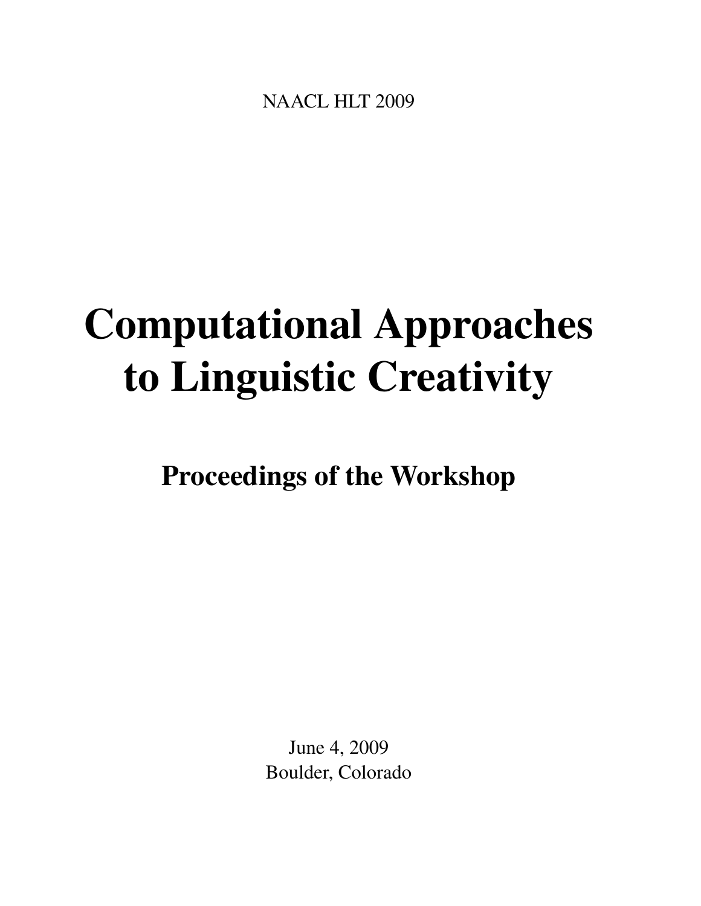NAACL HLT 2009

# Computational Approaches to Linguistic Creativity

## Proceedings of the Workshop

June 4, 2009
Boulder, Colorado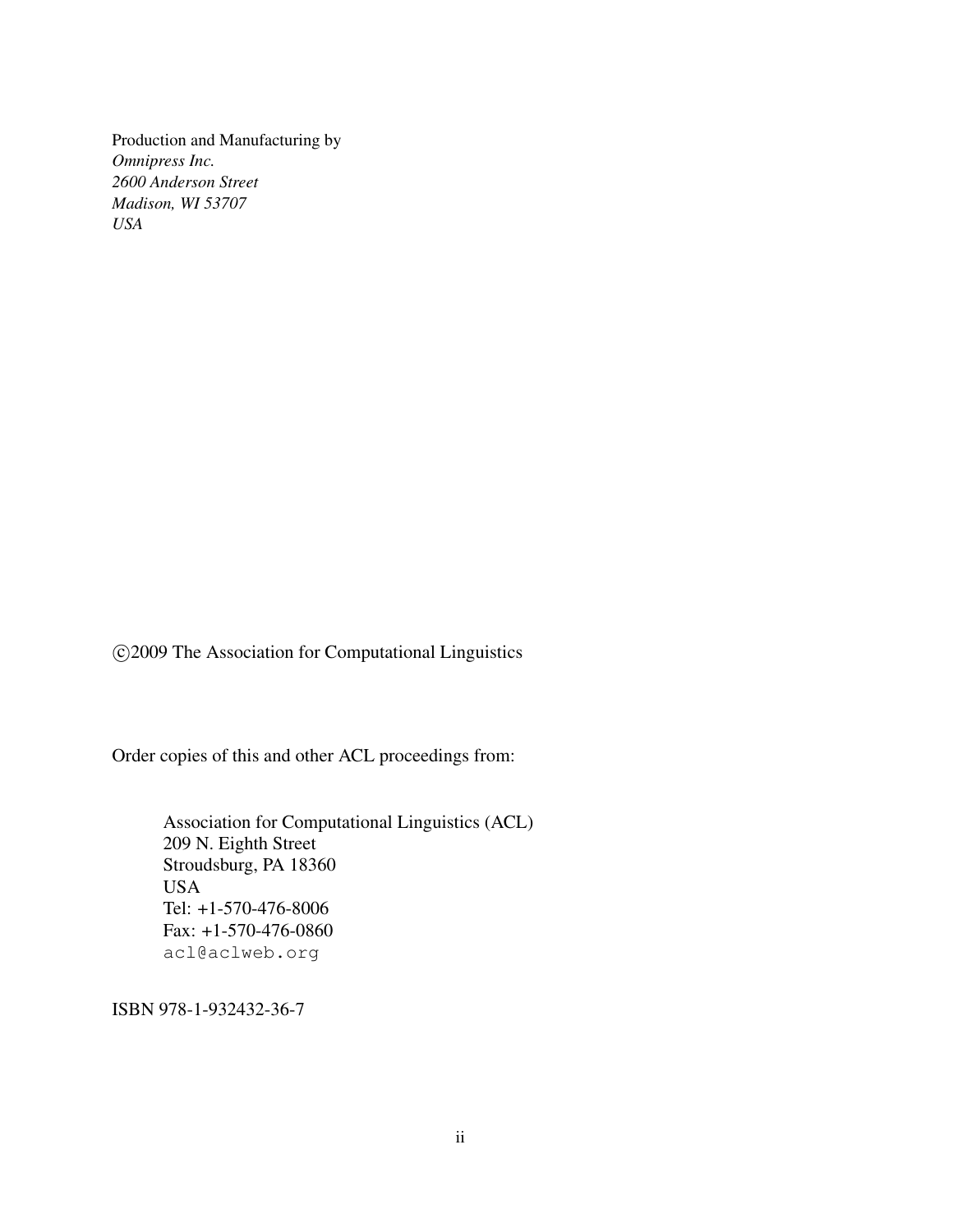Production and Manufacturing by
*Omnipress Inc.*
*2600 Anderson Street*
*Madison, WI 53707*
*USA*

©2009 The Association for Computational Linguistics

Order copies of this and other ACL proceedings from:

> Association for Computational Linguistics (ACL)
> 209 N. Eighth Street
> Stroudsburg, PA 18360
> USA
> Tel: +1-570-476-8006
> Fax: +1-570-476-0860
> `acl@aclweb.org`

ISBN 978-1-932432-36-7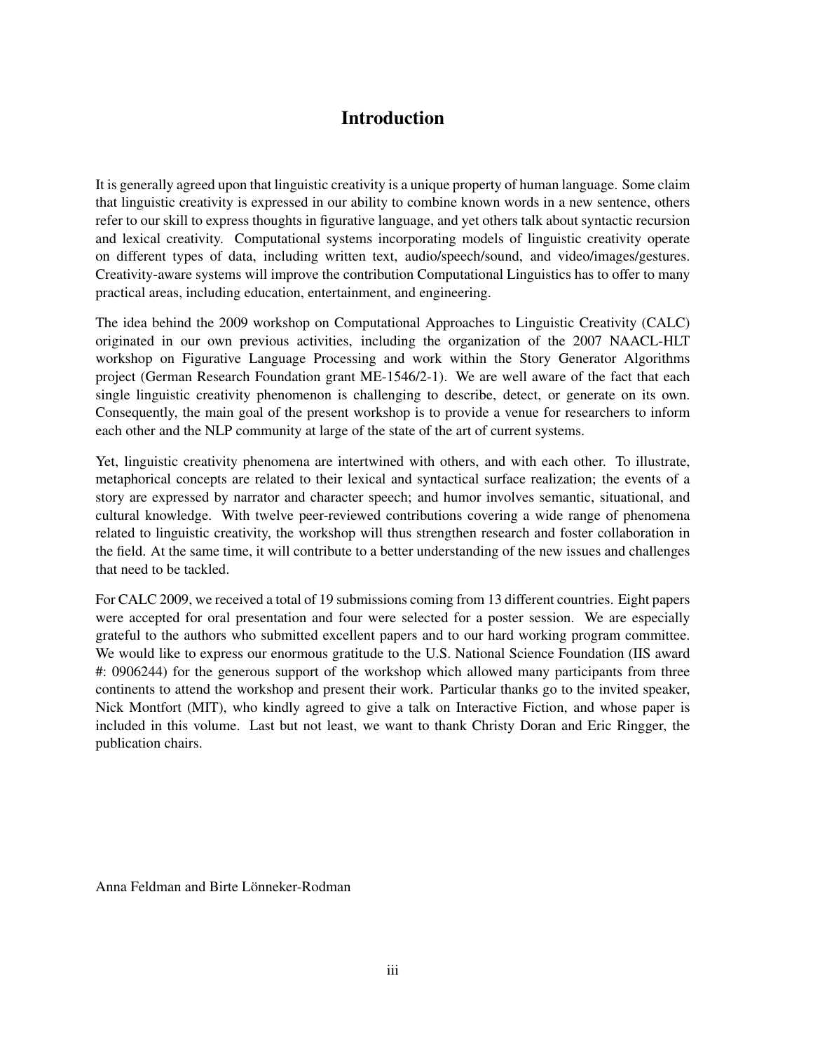# Introduction

It is generally agreed upon that linguistic creativity is a unique property of human language. Some claim that linguistic creativity is expressed in our ability to combine known words in a new sentence, others refer to our skill to express thoughts in figurative language, and yet others talk about syntactic recursion and lexical creativity. Computational systems incorporating models of linguistic creativity operate on different types of data, including written text, audio/speech/sound, and video/images/gestures. Creativity-aware systems will improve the contribution Computational Linguistics has to offer to many practical areas, including education, entertainment, and engineering.

The idea behind the 2009 workshop on Computational Approaches to Linguistic Creativity (CALC) originated in our own previous activities, including the organization of the 2007 NAACL-HLT workshop on Figurative Language Processing and work within the Story Generator Algorithms project (German Research Foundation grant ME-1546/2-1). We are well aware of the fact that each single linguistic creativity phenomenon is challenging to describe, detect, or generate on its own. Consequently, the main goal of the present workshop is to provide a venue for researchers to inform each other and the NLP community at large of the state of the art of current systems.

Yet, linguistic creativity phenomena are intertwined with others, and with each other. To illustrate, metaphorical concepts are related to their lexical and syntactical surface realization; the events of a story are expressed by narrator and character speech; and humor involves semantic, situational, and cultural knowledge. With twelve peer-reviewed contributions covering a wide range of phenomena related to linguistic creativity, the workshop will thus strengthen research and foster collaboration in the field. At the same time, it will contribute to a better understanding of the new issues and challenges that need to be tackled.

For CALC 2009, we received a total of 19 submissions coming from 13 different countries. Eight papers were accepted for oral presentation and four were selected for a poster session. We are especially grateful to the authors who submitted excellent papers and to our hard working program committee. We would like to express our enormous gratitude to the U.S. National Science Foundation (IIS award #: 0906244) for the generous support of the workshop which allowed many participants from three continents to attend the workshop and present their work. Particular thanks go to the invited speaker, Nick Montfort (MIT), who kindly agreed to give a talk on Interactive Fiction, and whose paper is included in this volume. Last but not least, we want to thank Christy Doran and Eric Ringger, the publication chairs.

Anna Feldman and Birte Lönneker-Rodman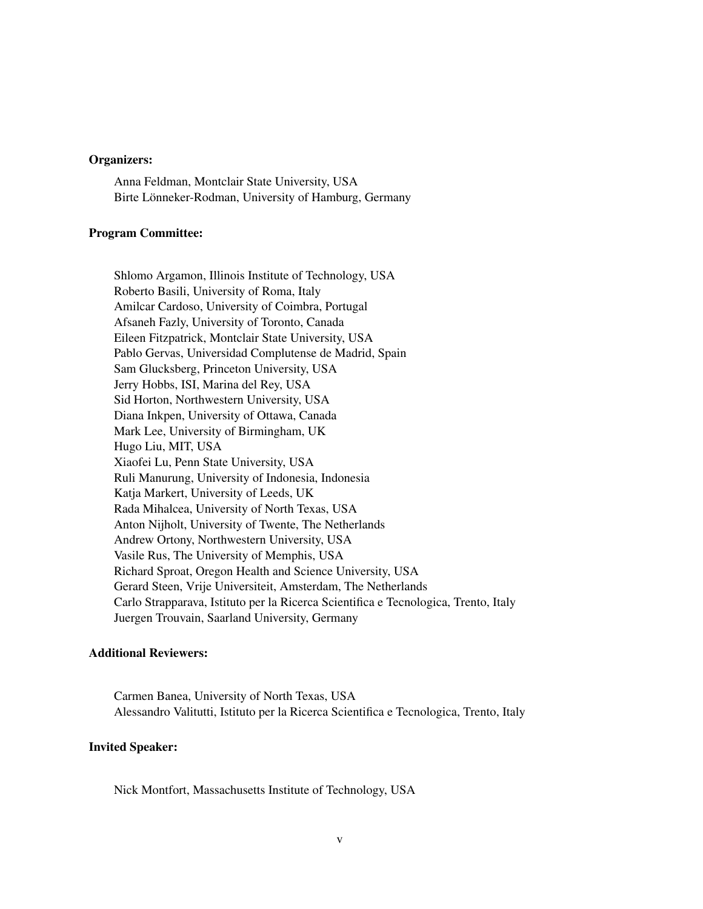**Organizers:**

Anna Feldman, Montclair State University, USA
Birte Lönneker-Rodman, University of Hamburg, Germany

**Program Committee:**

Shlomo Argamon, Illinois Institute of Technology, USA
Roberto Basili, University of Roma, Italy
Amilcar Cardoso, University of Coimbra, Portugal
Afsaneh Fazly, University of Toronto, Canada
Eileen Fitzpatrick, Montclair State University, USA
Pablo Gervas, Universidad Complutense de Madrid, Spain
Sam Glucksberg, Princeton University, USA
Jerry Hobbs, ISI, Marina del Rey, USA
Sid Horton, Northwestern University, USA
Diana Inkpen, University of Ottawa, Canada
Mark Lee, University of Birmingham, UK
Hugo Liu, MIT, USA
Xiaofei Lu, Penn State University, USA
Ruli Manurung, University of Indonesia, Indonesia
Katja Markert, University of Leeds, UK
Rada Mihalcea, University of North Texas, USA
Anton Nijholt, University of Twente, The Netherlands
Andrew Ortony, Northwestern University, USA
Vasile Rus, The University of Memphis, USA
Richard Sproat, Oregon Health and Science University, USA
Gerard Steen, Vrije Universiteit, Amsterdam, The Netherlands
Carlo Strapparava, Istituto per la Ricerca Scientifica e Tecnologica, Trento, Italy
Juergen Trouvain, Saarland University, Germany

**Additional Reviewers:**

Carmen Banea, University of North Texas, USA
Alessandro Valitutti, Istituto per la Ricerca Scientifica e Tecnologica, Trento, Italy

**Invited Speaker:**

Nick Montfort, Massachusetts Institute of Technology, USA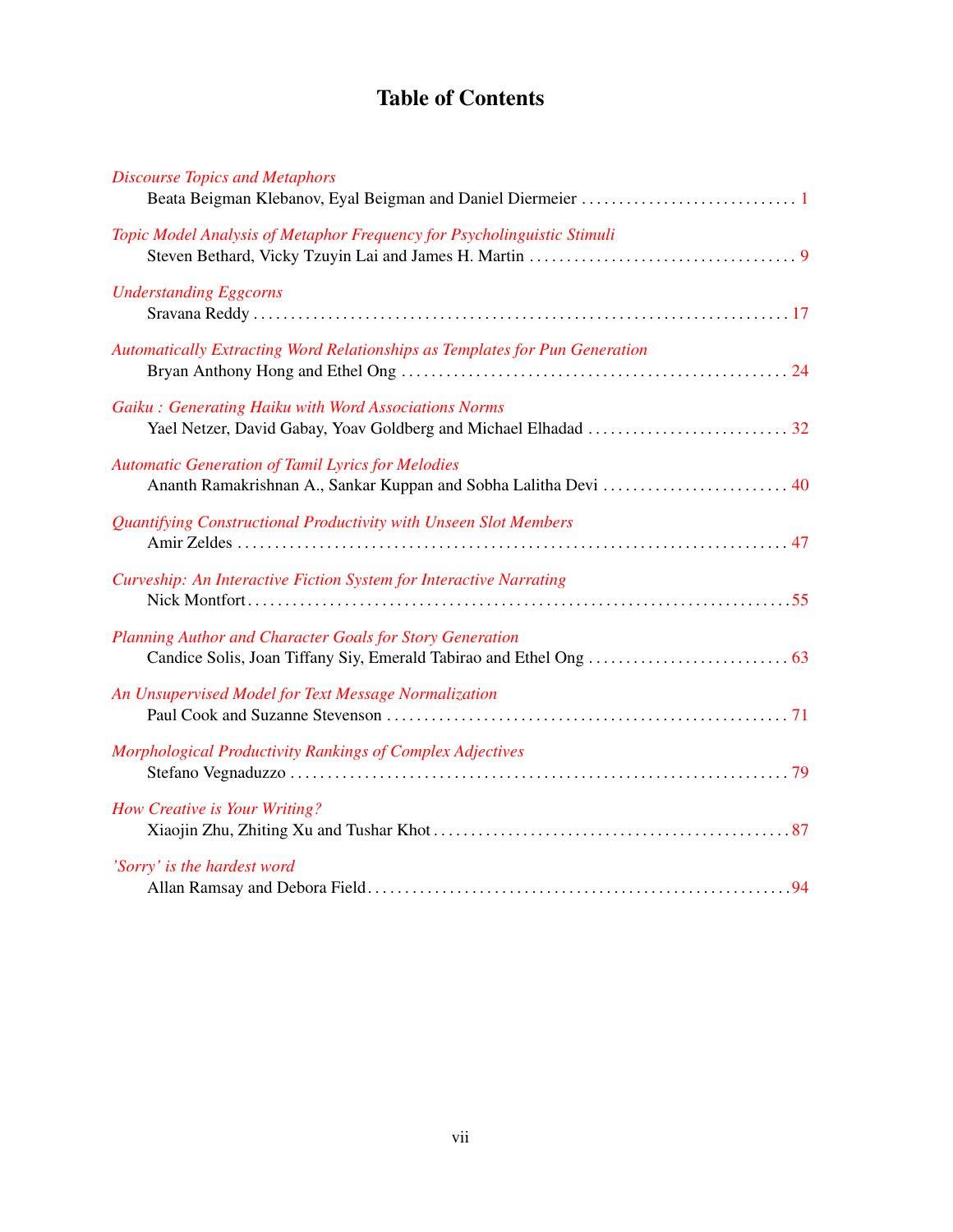# Table of Contents

*Discourse Topics and Metaphors*
Beata Beigman Klebanov, Eyal Beigman and Daniel Diermeier . . . . . . . . . . . . . . . . . . . . . . . . . . . . . 1

*Topic Model Analysis of Metaphor Frequency for Psycholinguistic Stimuli*
Steven Bethard, Vicky Tzuyin Lai and James H. Martin . . . . . . . . . . . . . . . . . . . . . . . . . . . . . . . . . . . . 9

*Understanding Eggcorns*
Sravana Reddy . . . . . . . . . . . . . . . . . . . . . . . . . . . . . . . . . . . . . . . . . . . . . . . . . . . . . . . . . . . . . . . . . . . . . . 17

*Automatically Extracting Word Relationships as Templates for Pun Generation*
Bryan Anthony Hong and Ethel Ong . . . . . . . . . . . . . . . . . . . . . . . . . . . . . . . . . . . . . . . . . . . . . . . . . . . . 24

*Gaiku : Generating Haiku with Word Associations Norms*
Yael Netzer, David Gabay, Yoav Goldberg and Michael Elhadad . . . . . . . . . . . . . . . . . . . . . . . . . . . 32

*Automatic Generation of Tamil Lyrics for Melodies*
Ananth Ramakrishnan A., Sankar Kuppan and Sobha Lalitha Devi . . . . . . . . . . . . . . . . . . . . . . . . . 40

*Quantifying Constructional Productivity with Unseen Slot Members*
Amir Zeldes . . . . . . . . . . . . . . . . . . . . . . . . . . . . . . . . . . . . . . . . . . . . . . . . . . . . . . . . . . . . . . . . . . . . . . . . . 47

*Curveship: An Interactive Fiction System for Interactive Narrating*
Nick Montfort . . . . . . . . . . . . . . . . . . . . . . . . . . . . . . . . . . . . . . . . . . . . . . . . . . . . . . . . . . . . . . . . . . . . . . . 55

*Planning Author and Character Goals for Story Generation*
Candice Solis, Joan Tiffany Siy, Emerald Tabirao and Ethel Ong . . . . . . . . . . . . . . . . . . . . . . . . . . . 63

*An Unsupervised Model for Text Message Normalization*
Paul Cook and Suzanne Stevenson . . . . . . . . . . . . . . . . . . . . . . . . . . . . . . . . . . . . . . . . . . . . . . . . . . . . . 71

*Morphological Productivity Rankings of Complex Adjectives*
Stefano Vegnaduzzo . . . . . . . . . . . . . . . . . . . . . . . . . . . . . . . . . . . . . . . . . . . . . . . . . . . . . . . . . . . . . . . . . . 79

*How Creative is Your Writing?*
Xiaojin Zhu, Zhiting Xu and Tushar Khot . . . . . . . . . . . . . . . . . . . . . . . . . . . . . . . . . . . . . . . . . . . . . . . . 87

*'Sorry' is the hardest word*
Allan Ramsay and Debora Field . . . . . . . . . . . . . . . . . . . . . . . . . . . . . . . . . . . . . . . . . . . . . . . . . . . . . . . . 94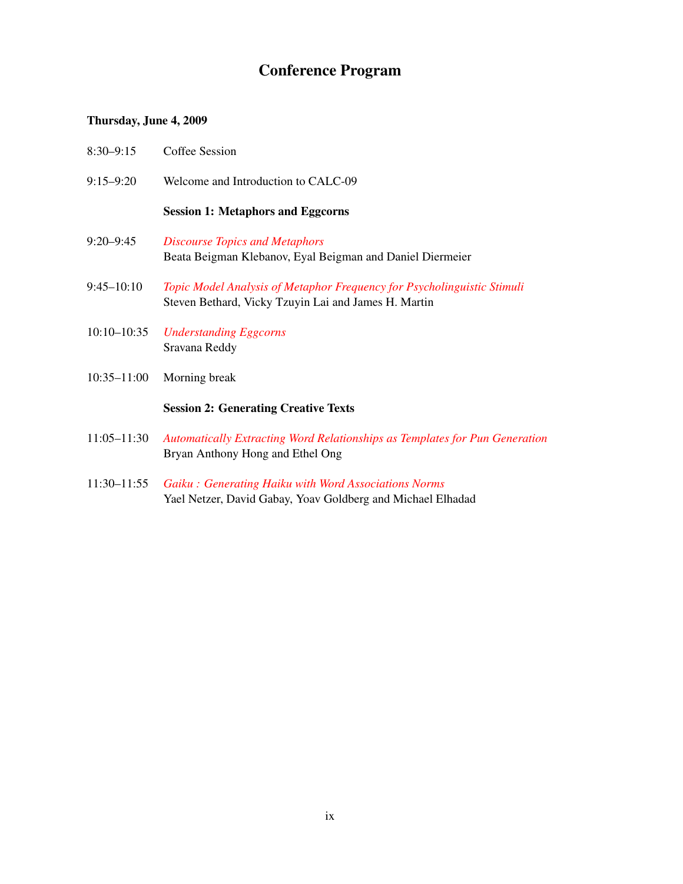# Conference Program

**Thursday, June 4, 2009**

8:30–9:15 Coffee Session

9:15–9:20 Welcome and Introduction to CALC-09

**Session 1: Metaphors and Eggcorns**

9:20–9:45 *Discourse Topics and Metaphors*
Beata Beigman Klebanov, Eyal Beigman and Daniel Diermeier

9:45–10:10 *Topic Model Analysis of Metaphor Frequency for Psycholinguistic Stimuli*
Steven Bethard, Vicky Tzuyin Lai and James H. Martin

10:10–10:35 *Understanding Eggcorns*
Sravana Reddy

10:35–11:00 Morning break

**Session 2: Generating Creative Texts**

11:05–11:30 *Automatically Extracting Word Relationships as Templates for Pun Generation*
Bryan Anthony Hong and Ethel Ong

11:30–11:55 *Gaiku : Generating Haiku with Word Associations Norms*
Yael Netzer, David Gabay, Yoav Goldberg and Michael Elhadad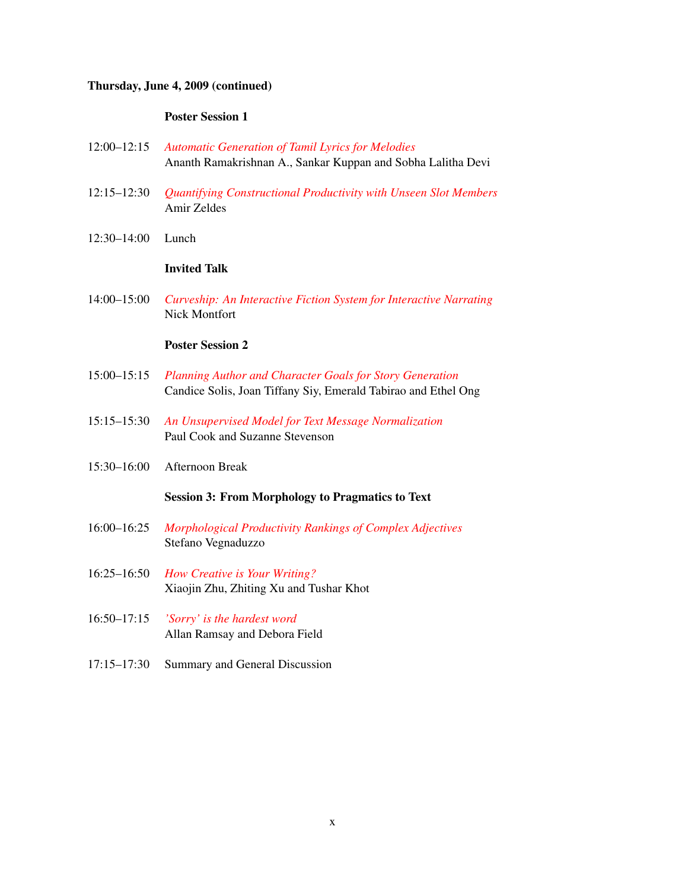**Thursday, June 4, 2009 (continued)**

**Poster Session 1**

12:00–12:15 *Automatic Generation of Tamil Lyrics for Melodies*
Ananth Ramakrishnan A., Sankar Kuppan and Sobha Lalitha Devi

12:15–12:30 *Quantifying Constructional Productivity with Unseen Slot Members*
Amir Zeldes

12:30–14:00 Lunch

**Invited Talk**

14:00–15:00 *Curveship: An Interactive Fiction System for Interactive Narrating*
Nick Montfort

**Poster Session 2**

15:00–15:15 *Planning Author and Character Goals for Story Generation*
Candice Solis, Joan Tiffany Siy, Emerald Tabirao and Ethel Ong

15:15–15:30 *An Unsupervised Model for Text Message Normalization*
Paul Cook and Suzanne Stevenson

15:30–16:00 Afternoon Break

**Session 3: From Morphology to Pragmatics to Text**

16:00–16:25 *Morphological Productivity Rankings of Complex Adjectives*
Stefano Vegnaduzzo

16:25–16:50 *How Creative is Your Writing?*
Xiaojin Zhu, Zhiting Xu and Tushar Khot

16:50–17:15 *'Sorry' is the hardest word*
Allan Ramsay and Debora Field

17:15–17:30 Summary and General Discussion